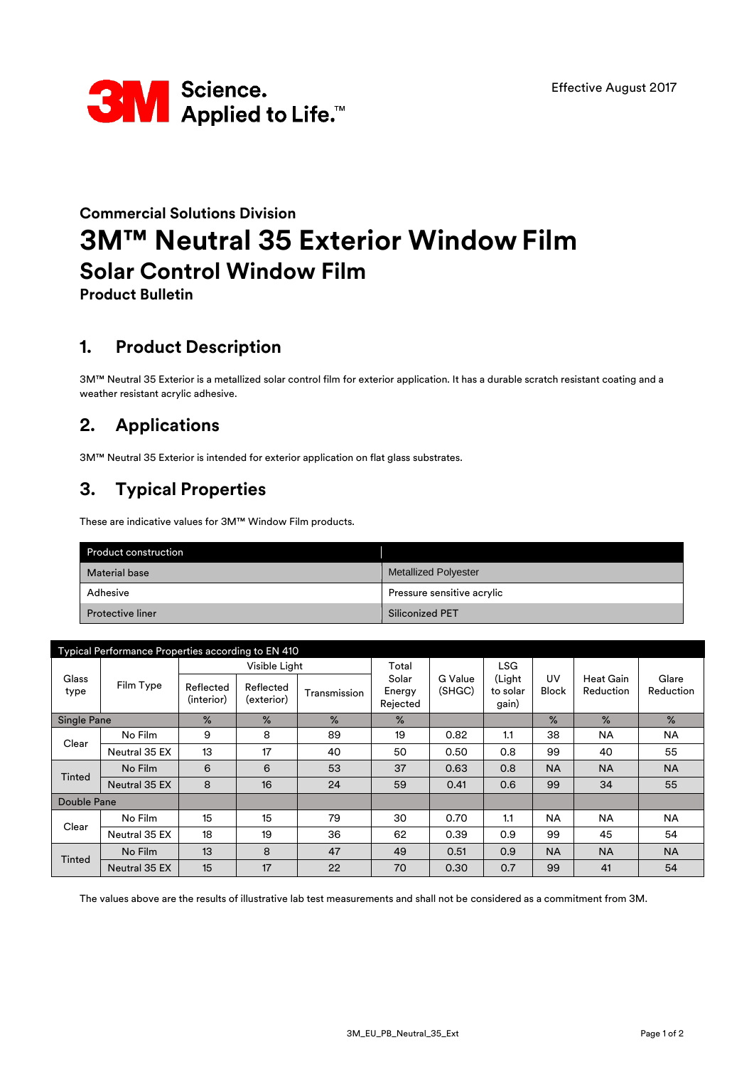Science.
Applied to Life.™

Effective August 2017

## Commercial Solutions Division

# 3M™ Neutral 35 Exterior Window Film

## Solar Control Window Film

### Product Bulletin

## 1. Product Description

3M™ Neutral 35 Exterior is a metallized solar control film for exterior application. It has a durable scratch resistant coating and a weather resistant acrylic adhesive.

## 2. Applications

3M™ Neutral 35 Exterior is intended for exterior application on flat glass substrates.

## 3. Typical Properties

These are indicative values for 3M™ Window Film products.

| Product construction | |
|---|---|
| Material base | Metallized Polyester |
| Adhesive | Pressure sensitive acrylic |
| Protective liner | Siliconized PET |

**Typical Performance Properties according to EN 410**

| Glass type | Film Type | Visible Light | | | Total Solar Energy Rejected | G Value (SHGC) | LSG (Light to solar gain) | UV Block | Heat Gain Reduction | Glare Reduction |
|---|---|---|---|---|---|---|---|---|---|---|
| | | Reflected (interior) | Reflected (exterior) | Transmission | | | | | | |
| Single Pane | | % | % | % | % | | | % | % | % |
| Clear | No Film | 9 | 8 | 89 | 19 | 0.82 | 1.1 | 38 | NA | NA |
| | Neutral 35 EX | 13 | 17 | 40 | 50 | 0.50 | 0.8 | 99 | 40 | 55 |
| Tinted | No Film | 6 | 6 | 53 | 37 | 0.63 | 0.8 | NA | NA | NA |
| | Neutral 35 EX | 8 | 16 | 24 | 59 | 0.41 | 0.6 | 99 | 34 | 55 |
| Double Pane | | | | | | | | | | |
| Clear | No Film | 15 | 15 | 79 | 30 | 0.70 | 1.1 | NA | NA | NA |
| | Neutral 35 EX | 18 | 19 | 36 | 62 | 0.39 | 0.9 | 99 | 45 | 54 |
| Tinted | No Film | 13 | 8 | 47 | 49 | 0.51 | 0.9 | NA | NA | NA |
| | Neutral 35 EX | 15 | 17 | 22 | 70 | 0.30 | 0.7 | 99 | 41 | 54 |

The values above are the results of illustrative lab test measurements and shall not be considered as a commitment from 3M.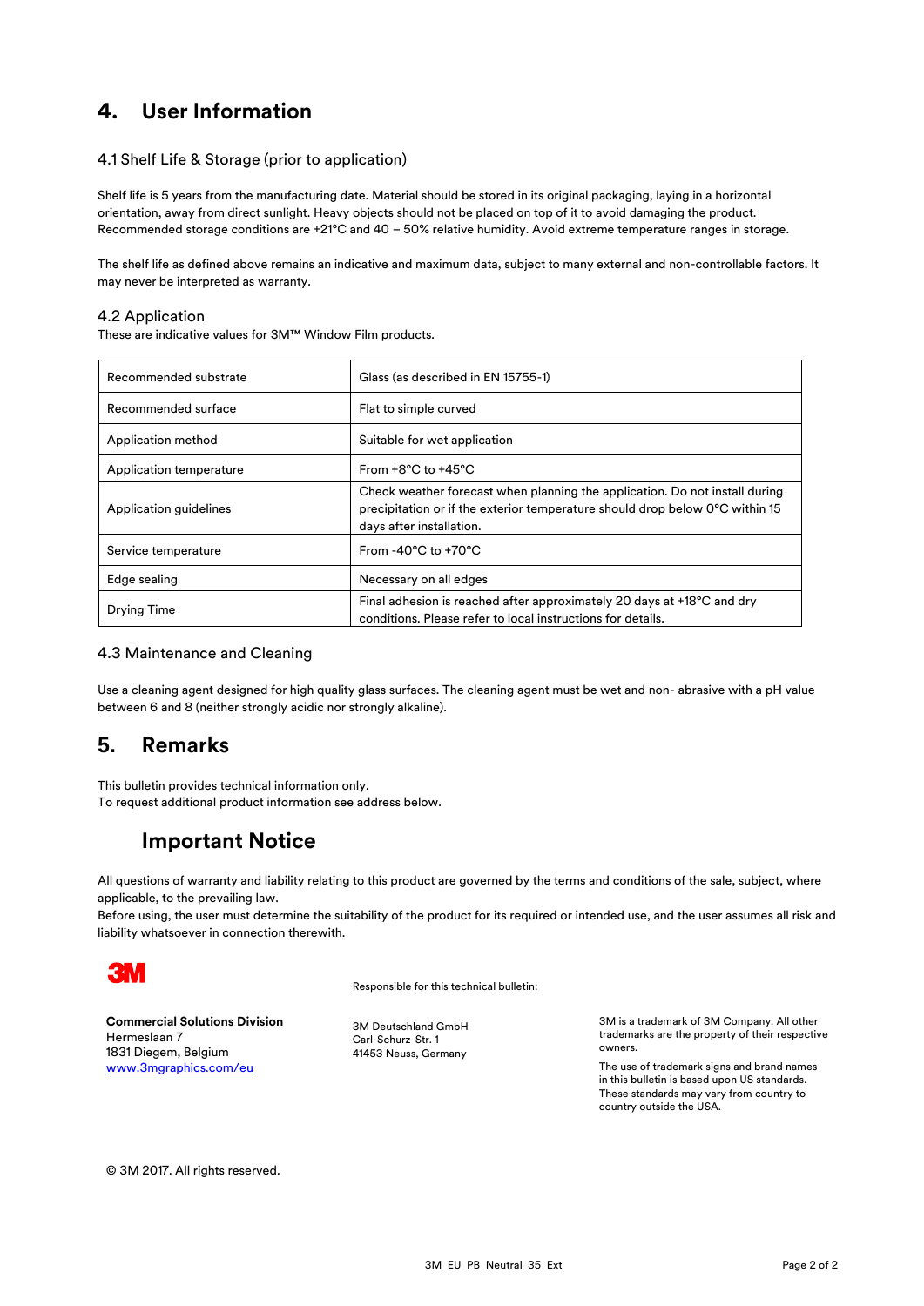# 4. User Information

## 4.1 Shelf Life & Storage (prior to application)

Shelf life is 5 years from the manufacturing date. Material should be stored in its original packaging, laying in a horizontal orientation, away from direct sunlight. Heavy objects should not be placed on top of it to avoid damaging the product. Recommended storage conditions are +21°C and 40 – 50% relative humidity. Avoid extreme temperature ranges in storage.

The shelf life as defined above remains an indicative and maximum data, subject to many external and non-controllable factors. It may never be interpreted as warranty.

## 4.2 Application

These are indicative values for 3M™ Window Film products.

| | |
|---|---|
| Recommended substrate | Glass (as described in EN 15755-1) |
| Recommended surface | Flat to simple curved |
| Application method | Suitable for wet application |
| Application temperature | From +8°C to +45°C |
| Application guidelines | Check weather forecast when planning the application. Do not install during precipitation or if the exterior temperature should drop below 0°C within 15 days after installation. |
| Service temperature | From -40°C to +70°C |
| Edge sealing | Necessary on all edges |
| Drying Time | Final adhesion is reached after approximately 20 days at +18°C and dry conditions. Please refer to local instructions for details. |

## 4.3 Maintenance and Cleaning

Use a cleaning agent designed for high quality glass surfaces. The cleaning agent must be wet and non- abrasive with a pH value between 6 and 8 (neither strongly acidic nor strongly alkaline).

# 5. Remarks

This bulletin provides technical information only.
To request additional product information see address below.

# Important Notice

All questions of warranty and liability relating to this product are governed by the terms and conditions of the sale, subject, where applicable, to the prevailing law.
Before using, the user must determine the suitability of the product for its required or intended use, and the user assumes all risk and liability whatsoever in connection therewith.

3M

**Commercial Solutions Division**
Hermeslaan 7
1831 Diegem, Belgium
www.3mgraphics.com/eu

Responsible for this technical bulletin:

3M Deutschland GmbH
Carl-Schurz-Str. 1
41453 Neuss, Germany

3M is a trademark of 3M Company. All other trademarks are the property of their respective owners.

The use of trademark signs and brand names in this bulletin is based upon US standards. These standards may vary from country to country outside the USA.

© 3M 2017. All rights reserved.

3M_EU_PB_Neutral_35_Ext